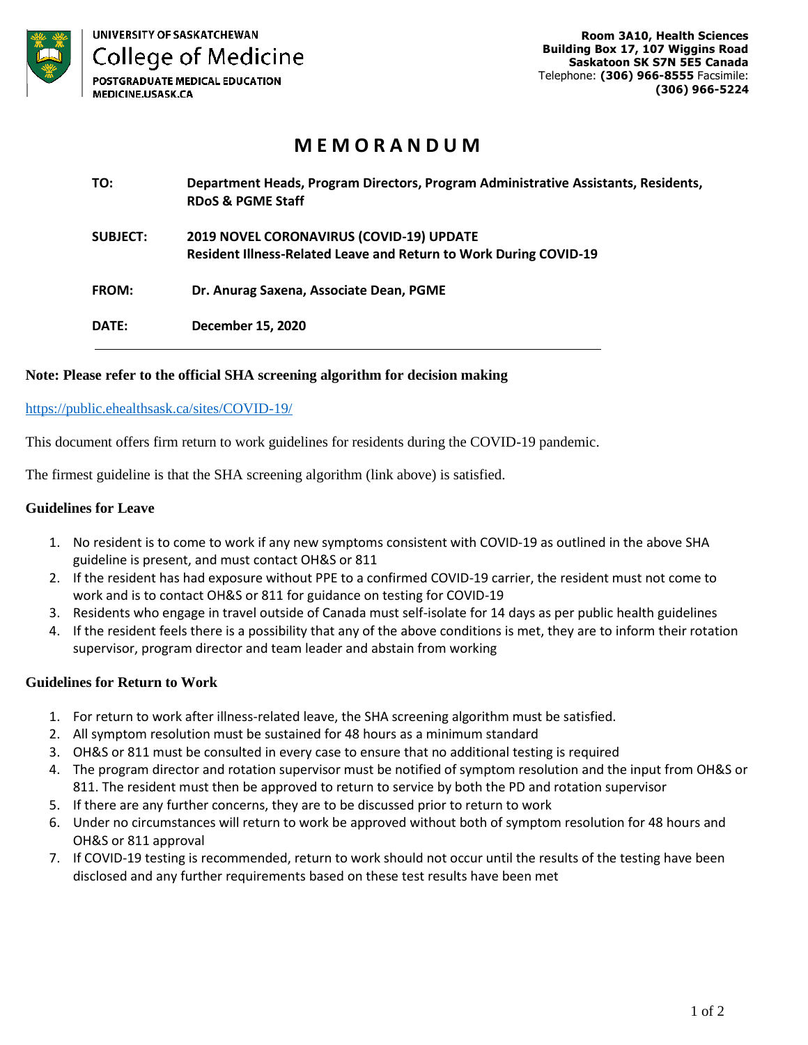UNIVERSITY OF SASKATCHEWAN
College of Medicine
POSTGRADUATE MEDICAL EDUCATION
MEDICINE.USASK.CA

**Room 3A10, Health Sciences**
**Building Box 17, 107 Wiggins Road**
**Saskatoon SK S7N 5E5 Canada**
Telephone: **(306) 966-8555** Facsimile: **(306) 966-5224**

# MEMORANDUM

**TO:** **Department Heads, Program Directors, Program Administrative Assistants, Residents, RDoS & PGME Staff**

**SUBJECT:** **2019 NOVEL CORONAVIRUS (COVID-19) UPDATE**
**Resident Illness-Related Leave and Return to Work During COVID-19**

**FROM:** **Dr. Anurag Saxena, Associate Dean, PGME**

**DATE:** **December 15, 2020**

---

**Note: Please refer to the official SHA screening algorithm for decision making**

https://public.ehealthsask.ca/sites/COVID-19/

This document offers firm return to work guidelines for residents during the COVID-19 pandemic.

The firmest guideline is that the SHA screening algorithm (link above) is satisfied.

### Guidelines for Leave

1. No resident is to come to work if any new symptoms consistent with COVID-19 as outlined in the above SHA guideline is present, and must contact OH&S or 811
2. If the resident has had exposure without PPE to a confirmed COVID-19 carrier, the resident must not come to work and is to contact OH&S or 811 for guidance on testing for COVID-19
3. Residents who engage in travel outside of Canada must self-isolate for 14 days as per public health guidelines
4. If the resident feels there is a possibility that any of the above conditions is met, they are to inform their rotation supervisor, program director and team leader and abstain from working

### Guidelines for Return to Work

1. For return to work after illness-related leave, the SHA screening algorithm must be satisfied.
2. All symptom resolution must be sustained for 48 hours as a minimum standard
3. OH&S or 811 must be consulted in every case to ensure that no additional testing is required
4. The program director and rotation supervisor must be notified of symptom resolution and the input from OH&S or 811. The resident must then be approved to return to service by both the PD and rotation supervisor
5. If there are any further concerns, they are to be discussed prior to return to work
6. Under no circumstances will return to work be approved without both of symptom resolution for 48 hours and OH&S or 811 approval
7. If COVID-19 testing is recommended, return to work should not occur until the results of the testing have been disclosed and any further requirements based on these test results have been met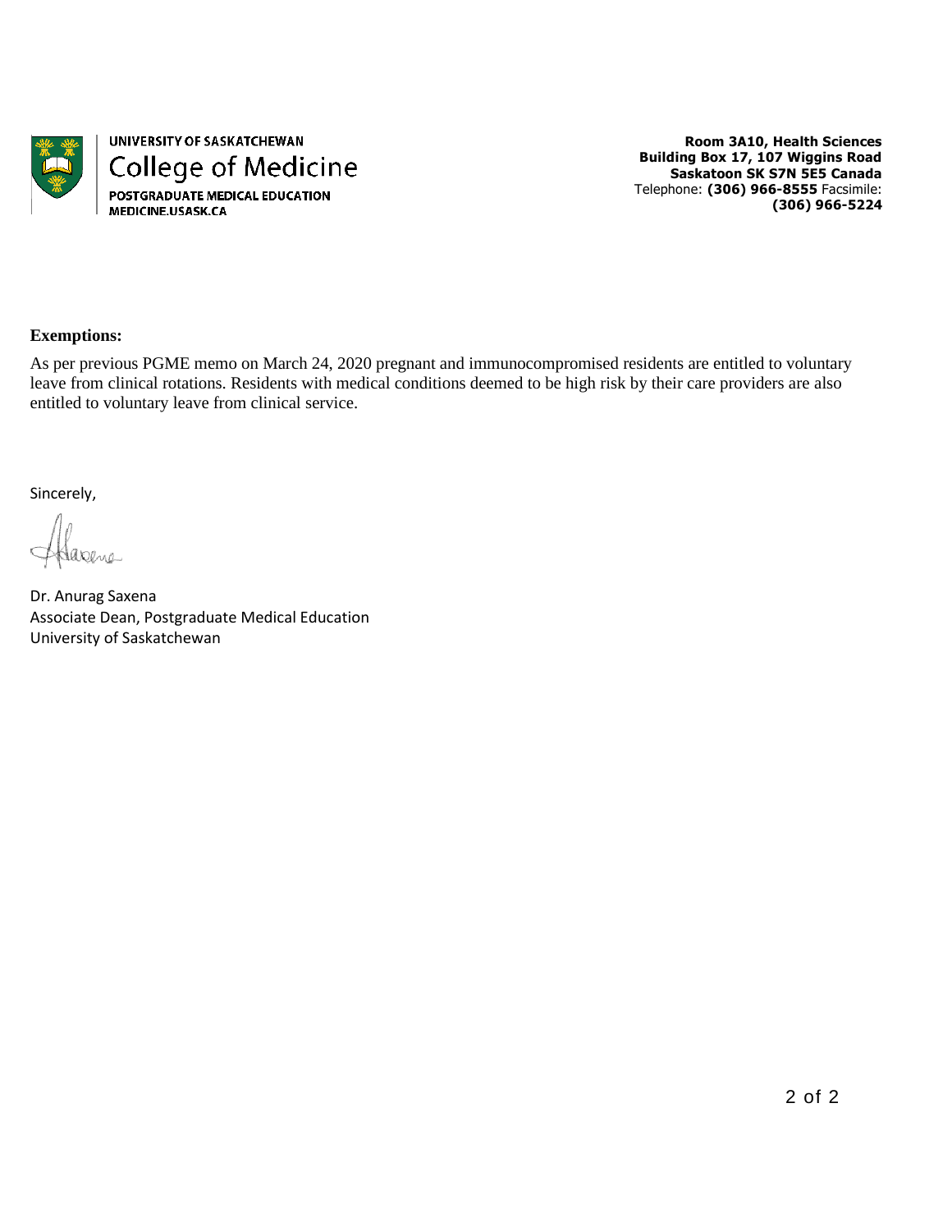UNIVERSITY OF SASKATCHEWAN
College of Medicine
POSTGRADUATE MEDICAL EDUCATION
MEDICINE.USASK.CA

**Room 3A10, Health Sciences Building Box 17, 107 Wiggins Road Saskatoon SK S7N 5E5 Canada**
Telephone: **(306) 966-8555** Facsimile: **(306) 966-5224**

**Exemptions:**

As per previous PGME memo on March 24, 2020 pregnant and immunocompromised residents are entitled to voluntary leave from clinical rotations. Residents with medical conditions deemed to be high risk by their care providers are also entitled to voluntary leave from clinical service.

Sincerely,

Dr. Anurag Saxena
Associate Dean, Postgraduate Medical Education
University of Saskatchewan